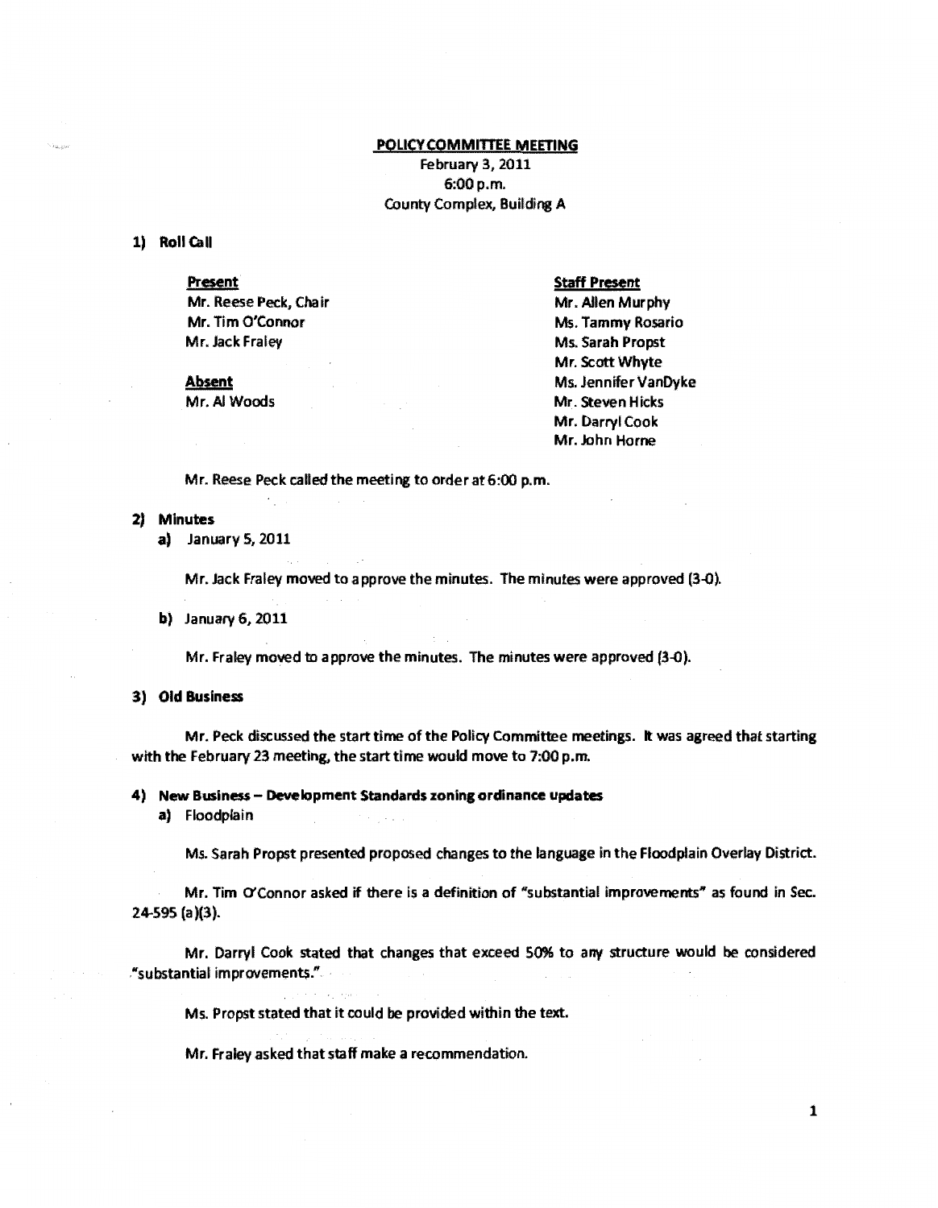# POLICY COMMITTEE MEETING

February 3, 2011
6:00 p.m.
County Complex, Building A

## 1) Roll Call

**Present**
Mr. Reese Peck, Chair
Mr. Tim O'Connor
Mr. Jack Fraley

**Absent**
Mr. Al Woods

**Staff Present**
Mr. Allen Murphy
Ms. Tammy Rosario
Ms. Sarah Propst
Mr. Scott Whyte
Ms. Jennifer VanDyke
Mr. Steven Hicks
Mr. Darryl Cook
Mr. John Horne

Mr. Reese Peck called the meeting to order at 6:00 p.m.

## 2) Minutes

a) January 5, 2011

Mr. Jack Fraley moved to approve the minutes. The minutes were approved (3-0).

b) January 6, 2011

Mr. Fraley moved to approve the minutes. The minutes were approved (3-0).

## 3) Old Business

Mr. Peck discussed the start time of the Policy Committee meetings. It was agreed that starting with the February 23 meeting, the start time would move to 7:00 p.m.

## 4) New Business – Development Standards zoning ordinance updates

a) Floodplain

Ms. Sarah Propst presented proposed changes to the language in the Floodplain Overlay District.

Mr. Tim O'Connor asked if there is a definition of "substantial improvements" as found in Sec. 24-595 (a)(3).

Mr. Darryl Cook stated that changes that exceed 50% to any structure would be considered "substantial improvements."

Ms. Propst stated that it could be provided within the text.

Mr. Fraley asked that staff make a recommendation.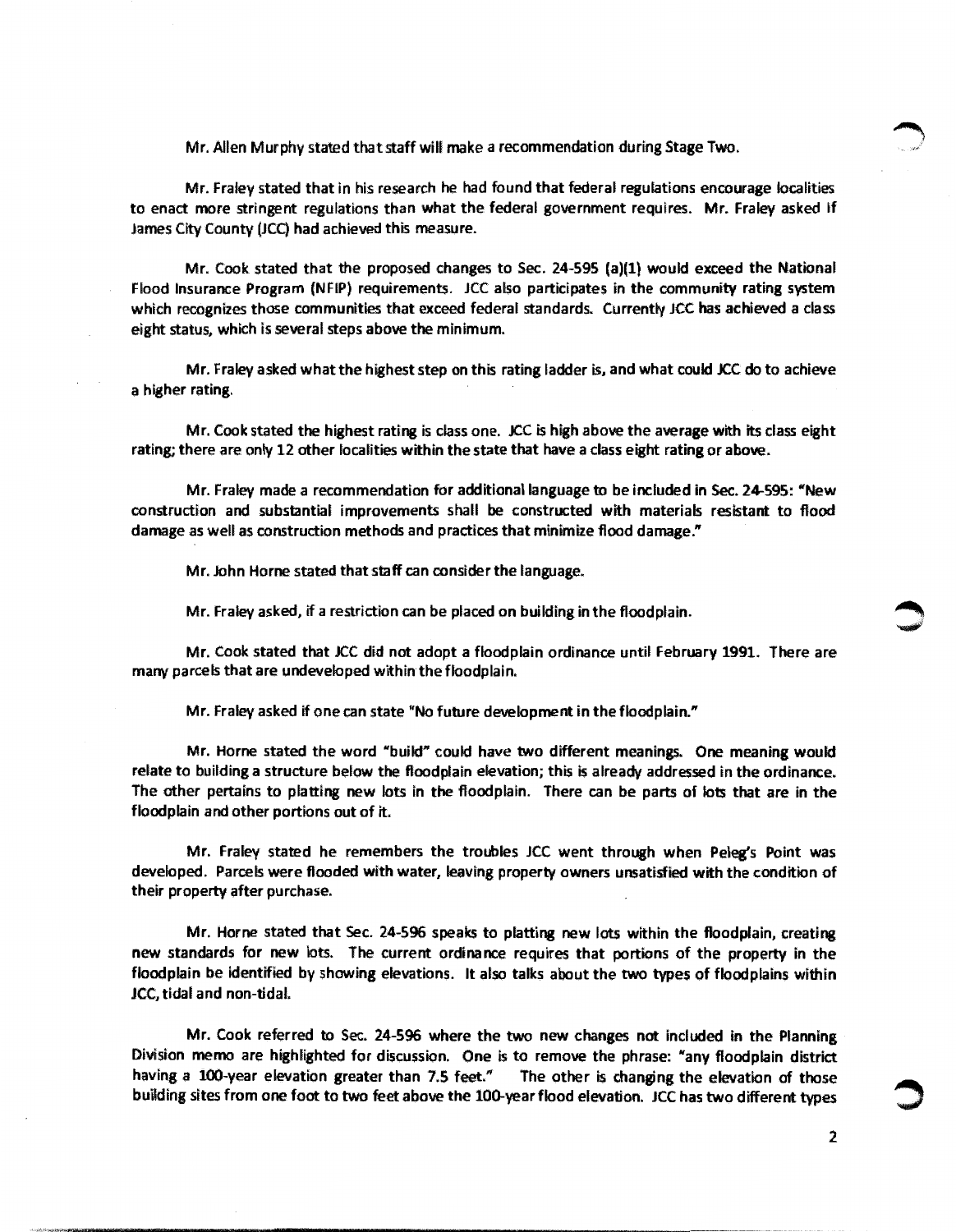Mr. Allen Murphy stated that staff will make a recommendation during Stage Two.

Mr. Fraley stated that in his research he had found that federal regulations encourage localities to enact more stringent regulations than what the federal government requires. Mr. Fraley asked if James City County (JCC) had achieved this measure.

Mr. Cook stated that the proposed changes to Sec. 24-595 (a)(1) would exceed the National Flood Insurance Program (NFIP) requirements. JCC also participates in the community rating system which recognizes those communities that exceed federal standards. Currently JCC has achieved a class eight status, which is several steps above the minimum.

Mr. Fraley asked what the highest step on this rating ladder is, and what could JCC do to achieve a higher rating.

Mr. Cook stated the highest rating is class one. JCC is high above the average with its class eight rating; there are only 12 other localities within the state that have a class eight rating or above.

Mr. Fraley made a recommendation for additional language to be included in Sec. 24-595: "New construction and substantial improvements shall be constructed with materials resistant to flood damage as well as construction methods and practices that minimize flood damage."

Mr. John Horne stated that staff can consider the language.

Mr. Fraley asked, if a restriction can be placed on building in the floodplain.

Mr. Cook stated that JCC did not adopt a floodplain ordinance until February 1991. There are many parcels that are undeveloped within the floodplain.

Mr. Fraley asked if one can state "No future development in the floodplain."

Mr. Horne stated the word "build" could have two different meanings. One meaning would relate to building a structure below the floodplain elevation; this is already addressed in the ordinance. The other pertains to platting new lots in the floodplain. There can be parts of lots that are in the floodplain and other portions out of it.

Mr. Fraley stated he remembers the troubles JCC went through when Peleg's Point was developed. Parcels were flooded with water, leaving property owners unsatisfied with the condition of their property after purchase.

Mr. Horne stated that Sec. 24-596 speaks to platting new lots within the floodplain, creating new standards for new lots. The current ordinance requires that portions of the property in the floodplain be identified by showing elevations. It also talks about the two types of floodplains within JCC, tidal and non-tidal.

Mr. Cook referred to Sec. 24-596 where the two new changes not included in the Planning Division memo are highlighted for discussion. One is to remove the phrase: "any floodplain district having a 100-year elevation greater than 7.5 feet." The other is changing the elevation of those building sites from one foot to two feet above the 100-year flood elevation. JCC has two different types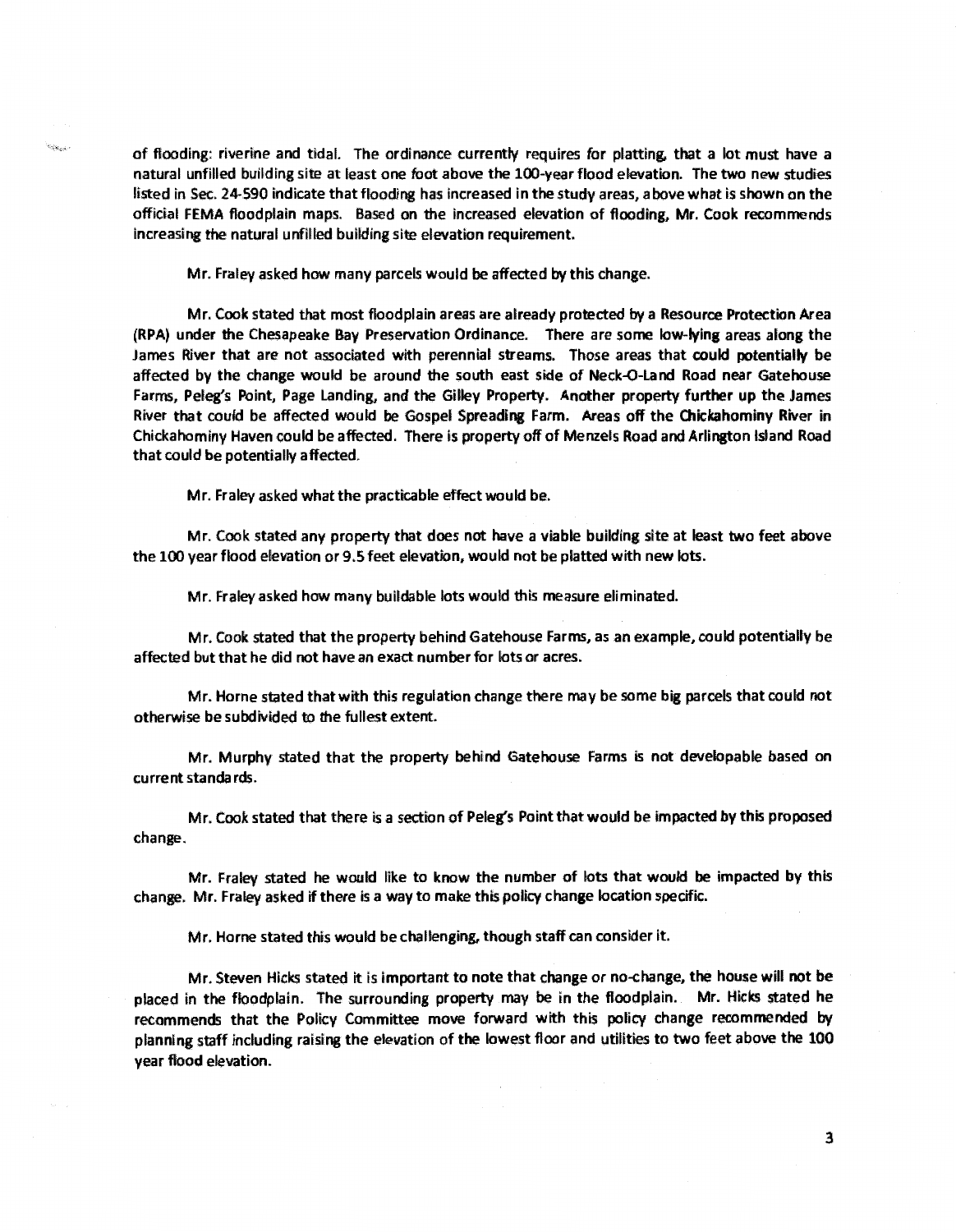of flooding: riverine and tidal. The ordinance currently requires for platting, that a lot must have a natural unfilled building site at least one foot above the 100-year flood elevation. The two new studies listed in Sec. 24-590 indicate that flooding has increased in the study areas, above what is shown on the official FEMA floodplain maps. Based on the increased elevation of flooding, Mr. Cook recommends increasing the natural unfilled building site elevation requirement.

Mr. Fraley asked how many parcels would be affected by this change.

Mr. Cook stated that most floodplain areas are already protected by a Resource Protection Area (RPA) under the Chesapeake Bay Preservation Ordinance. There are some low-lying areas along the James River that are not associated with perennial streams. Those areas that could potentially be affected by the change would be around the south east side of Neck-O-Land Road near Gatehouse Farms, Peleg's Point, Page Landing, and the Gilley Property. Another property further up the James River that could be affected would be Gospel Spreading Farm. Areas off the Chickahominy River in Chickahominy Haven could be affected. There is property off of Menzels Road and Arlington Island Road that could be potentially affected.

Mr. Fraley asked what the practicable effect would be.

Mr. Cook stated any property that does not have a viable building site at least two feet above the 100 year flood elevation or 9.5 feet elevation, would not be platted with new lots.

Mr. Fraley asked how many buildable lots would this measure eliminated.

Mr. Cook stated that the property behind Gatehouse Farms, as an example, could potentially be affected but that he did not have an exact number for lots or acres.

Mr. Horne stated that with this regulation change there may be some big parcels that could not otherwise be subdivided to the fullest extent.

Mr. Murphy stated that the property behind Gatehouse Farms is not developable based on current standards.

Mr. Cook stated that there is a section of Peleg's Point that would be impacted by this proposed change.

Mr. Fraley stated he would like to know the number of lots that would be impacted by this change. Mr. Fraley asked if there is a way to make this policy change location specific.

Mr. Horne stated this would be challenging, though staff can consider it.

Mr. Steven Hicks stated it is important to note that change or no-change, the house will not be placed in the floodplain. The surrounding property may be in the floodplain. Mr. Hicks stated he recommends that the Policy Committee move forward with this policy change recommended by planning staff including raising the elevation of the lowest floor and utilities to two feet above the 100 year flood elevation.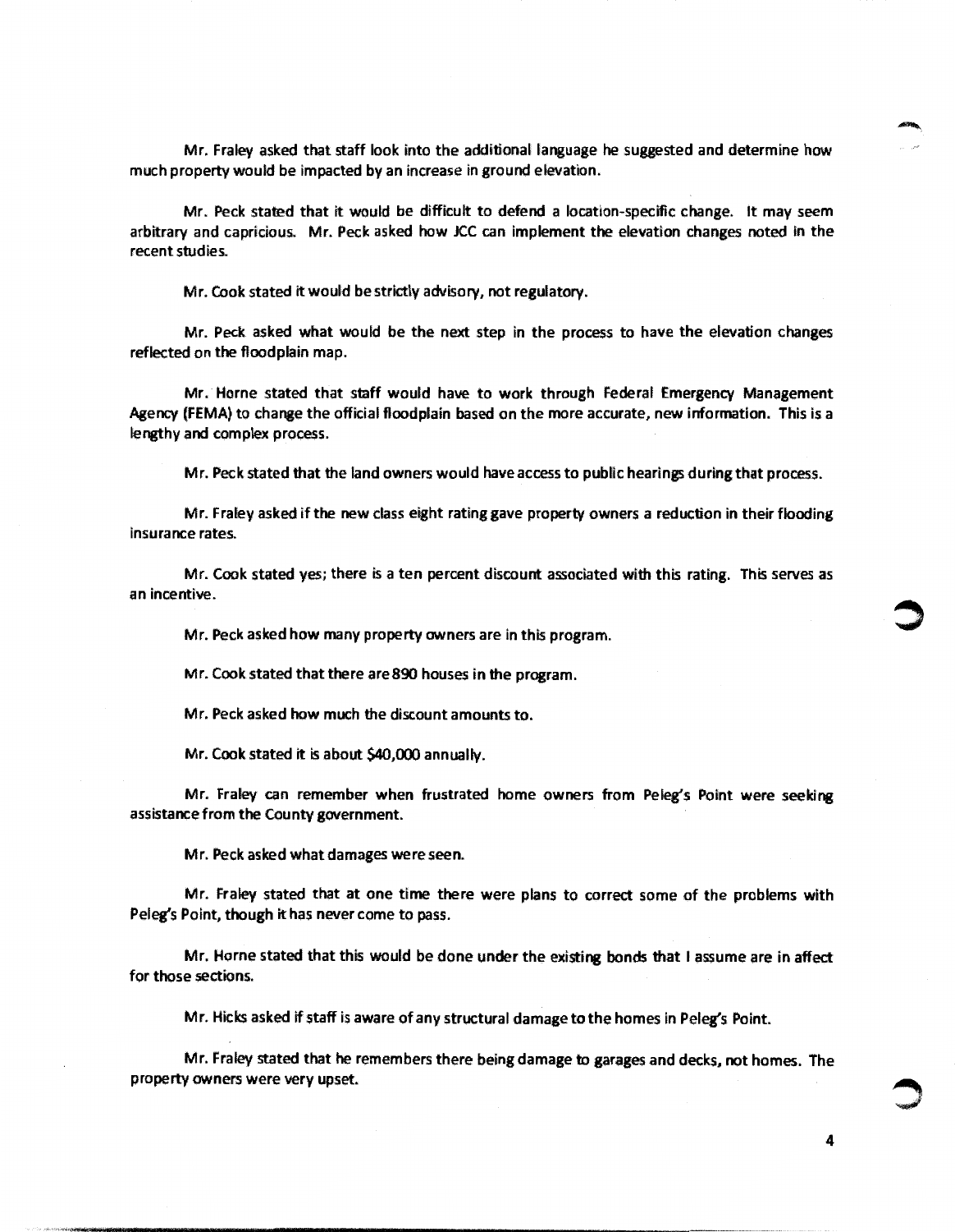Mr. Fraley asked that staff look into the additional language he suggested and determine how much property would be impacted by an increase in ground elevation.

Mr. Peck stated that it would be difficult to defend a location-specific change. It may seem arbitrary and capricious. Mr. Peck asked how JCC can implement the elevation changes noted in the recent studies.

Mr. Cook stated it would be strictly advisory, not regulatory.

Mr. Peck asked what would be the next step in the process to have the elevation changes reflected on the floodplain map.

Mr. Horne stated that staff would have to work through Federal Emergency Management Agency (FEMA) to change the official floodplain based on the more accurate, new information. This is a lengthy and complex process.

Mr. Peck stated that the land owners would have access to public hearings during that process.

Mr. Fraley asked if the new class eight rating gave property owners a reduction in their flooding insurance rates.

Mr. Cook stated yes; there is a ten percent discount associated with this rating. This serves as an incentive.

Mr. Peck asked how many property owners are in this program.

Mr. Cook stated that there are 890 houses in the program.

Mr. Peck asked how much the discount amounts to.

Mr. Cook stated it is about $40,000 annually.

Mr. Fraley can remember when frustrated home owners from Peleg's Point were seeking assistance from the County government.

Mr. Peck asked what damages were seen.

Mr. Fraley stated that at one time there were plans to correct some of the problems with Peleg's Point, though it has never come to pass.

Mr. Horne stated that this would be done under the existing bonds that I assume are in affect for those sections.

Mr. Hicks asked if staff is aware of any structural damage to the homes in Peleg's Point.

Mr. Fraley stated that he remembers there being damage to garages and decks, not homes. The property owners were very upset.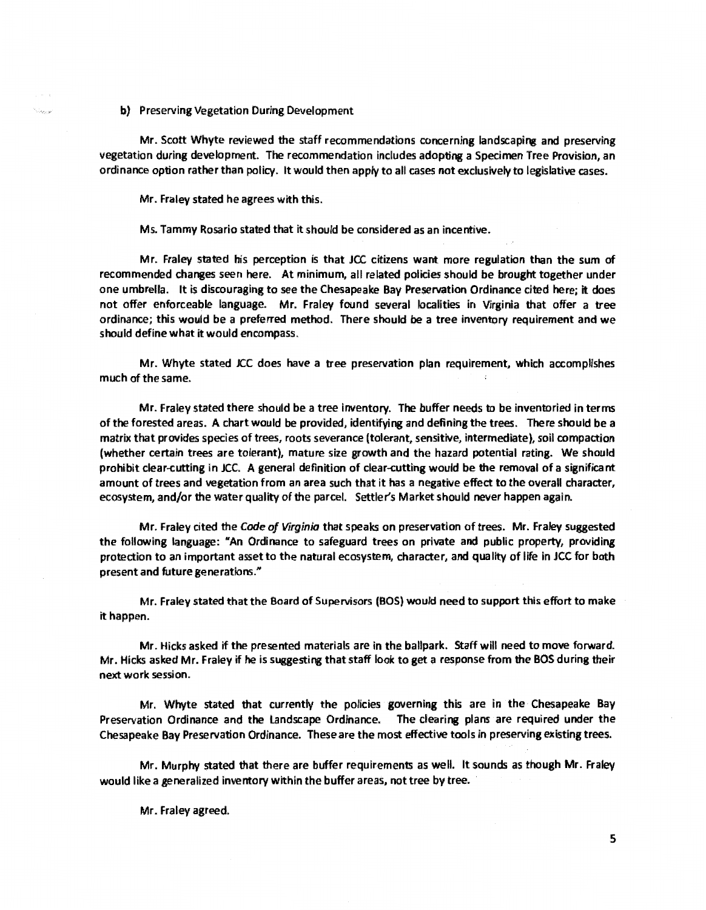b) Preserving Vegetation During Development

Mr. Scott Whyte reviewed the staff recommendations concerning landscaping and preserving vegetation during development. The recommendation includes adopting a Specimen Tree Provision, an ordinance option rather than policy. It would then apply to all cases not exclusively to legislative cases.

Mr. Fraley stated he agrees with this.

Ms. Tammy Rosario stated that it should be considered as an incentive.

Mr. Fraley stated his perception is that JCC citizens want more regulation than the sum of recommended changes seen here. At minimum, all related policies should be brought together under one umbrella. It is discouraging to see the Chesapeake Bay Preservation Ordinance cited here; it does not offer enforceable language. Mr. Fraley found several localities in Virginia that offer a tree ordinance; this would be a preferred method. There should be a tree inventory requirement and we should define what it would encompass.

Mr. Whyte stated JCC does have a tree preservation plan requirement, which accomplishes much of the same.

Mr. Fraley stated there should be a tree inventory. The buffer needs to be inventoried in terms of the forested areas. A chart would be provided, identifying and defining the trees. There should be a matrix that provides species of trees, roots severance (tolerant, sensitive, intermediate), soil compaction (whether certain trees are tolerant), mature size growth and the hazard potential rating. We should prohibit clear-cutting in JCC. A general definition of clear-cutting would be the removal of a significant amount of trees and vegetation from an area such that it has a negative effect to the overall character, ecosystem, and/or the water quality of the parcel. Settler's Market should never happen again.

Mr. Fraley cited the *Code of Virginia* that speaks on preservation of trees. Mr. Fraley suggested the following language: "An Ordinance to safeguard trees on private and public property, providing protection to an important asset to the natural ecosystem, character, and quality of life in JCC for both present and future generations."

Mr. Fraley stated that the Board of Supervisors (BOS) would need to support this effort to make it happen.

Mr. Hicks asked if the presented materials are in the ballpark. Staff will need to move forward. Mr. Hicks asked Mr. Fraley if he is suggesting that staff look to get a response from the BOS during their next work session.

Mr. Whyte stated that currently the policies governing this are in the Chesapeake Bay Preservation Ordinance and the Landscape Ordinance. The clearing plans are required under the Chesapeake Bay Preservation Ordinance. These are the most effective tools in preserving existing trees.

Mr. Murphy stated that there are buffer requirements as well. It sounds as though Mr. Fraley would like a generalized inventory within the buffer areas, not tree by tree.

Mr. Fraley agreed.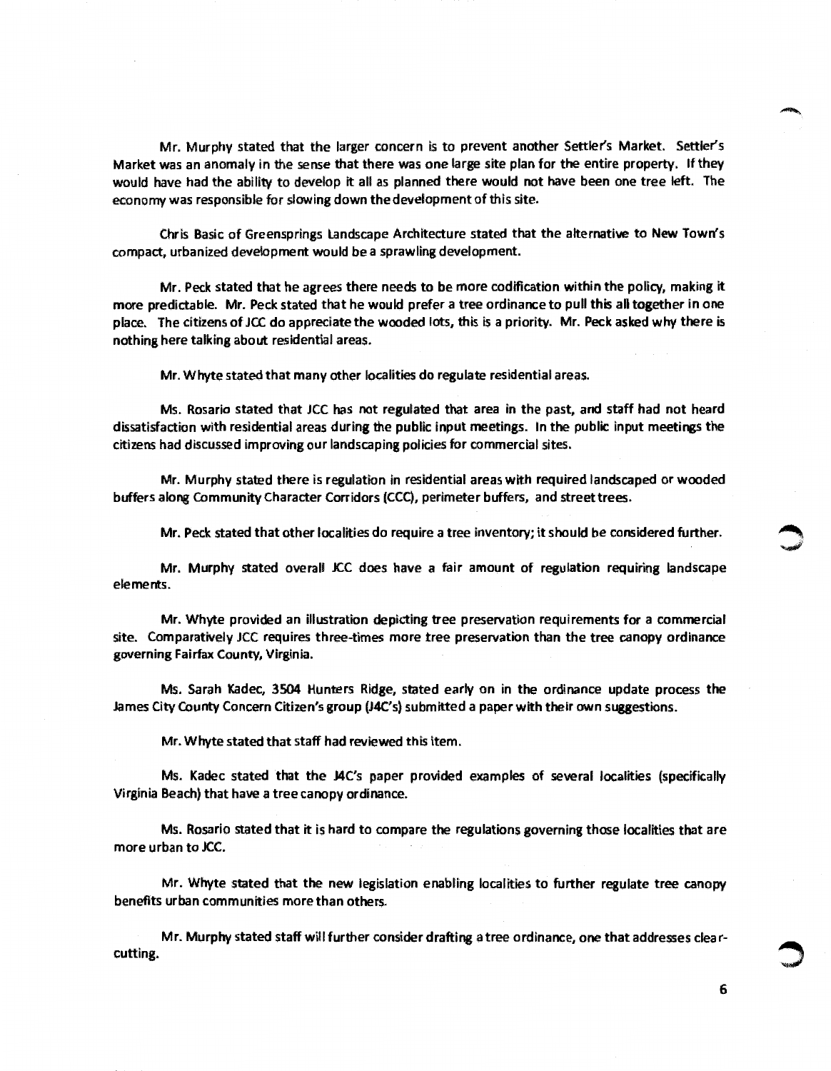Mr. Murphy stated that the larger concern is to prevent another Settler's Market. Settler's Market was an anomaly in the sense that there was one large site plan for the entire property. If they would have had the ability to develop it all as planned there would not have been one tree left. The economy was responsible for slowing down the development of this site.

Chris Basic of Greensprings Landscape Architecture stated that the alternative to New Town's compact, urbanized development would be a sprawling development.

Mr. Peck stated that he agrees there needs to be more codification within the policy, making it more predictable. Mr. Peck stated that he would prefer a tree ordinance to pull this all together in one place. The citizens of JCC do appreciate the wooded lots, this is a priority. Mr. Peck asked why there is nothing here talking about residential areas.

Mr. Whyte stated that many other localities do regulate residential areas.

Ms. Rosario stated that JCC has not regulated that area in the past, and staff had not heard dissatisfaction with residential areas during the public input meetings. In the public input meetings the citizens had discussed improving our landscaping policies for commercial sites.

Mr. Murphy stated there is regulation in residential areas with required landscaped or wooded buffers along Community Character Corridors (CCC), perimeter buffers, and street trees.

Mr. Peck stated that other localities do require a tree inventory; it should be considered further.

Mr. Murphy stated overall JCC does have a fair amount of regulation requiring landscape elements.

Mr. Whyte provided an illustration depicting tree preservation requirements for a commercial site. Comparatively JCC requires three-times more tree preservation than the tree canopy ordinance governing Fairfax County, Virginia.

Ms. Sarah Kadec, 3504 Hunters Ridge, stated early on in the ordinance update process the James City County Concern Citizen's group (J4C's) submitted a paper with their own suggestions.

Mr. Whyte stated that staff had reviewed this item.

Ms. Kadec stated that the J4C's paper provided examples of several localities (specifically Virginia Beach) that have a tree canopy ordinance.

Ms. Rosario stated that it is hard to compare the regulations governing those localities that are more urban to JCC.

Mr. Whyte stated that the new legislation enabling localities to further regulate tree canopy benefits urban communities more than others.

Mr. Murphy stated staff will further consider drafting a tree ordinance, one that addresses clear-cutting.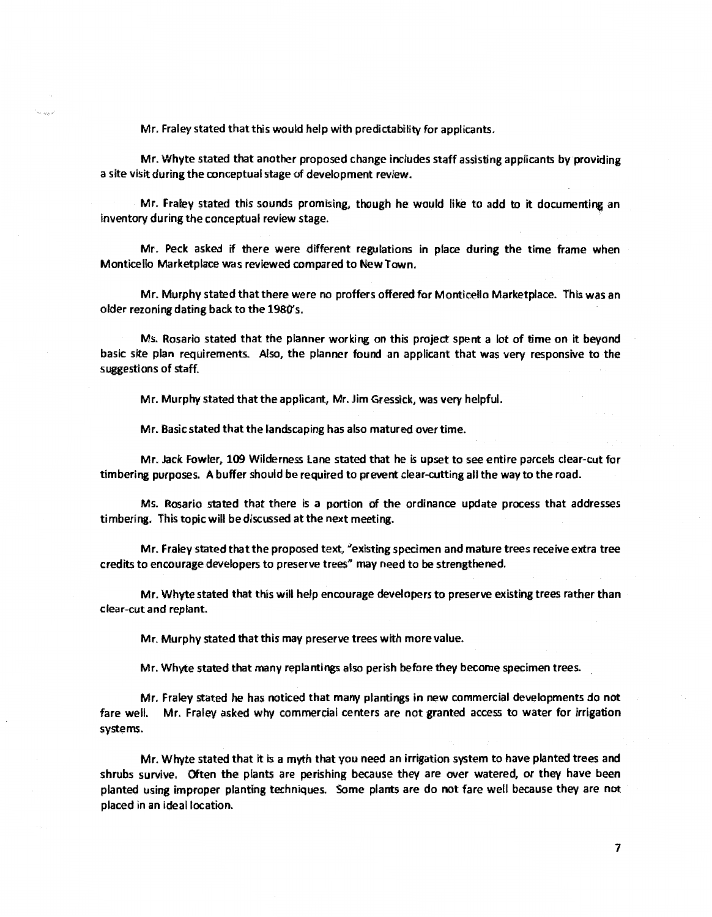Mr. Fraley stated that this would help with predictability for applicants.

Mr. Whyte stated that another proposed change includes staff assisting applicants by providing a site visit during the conceptual stage of development review.

Mr. Fraley stated this sounds promising, though he would like to add to it documenting an inventory during the conceptual review stage.

Mr. Peck asked if there were different regulations in place during the time frame when Monticello Marketplace was reviewed compared to New Town.

Mr. Murphy stated that there were no proffers offered for Monticello Marketplace. This was an older rezoning dating back to the 1980's.

Ms. Rosario stated that the planner working on this project spent a lot of time on it beyond basic site plan requirements. Also, the planner found an applicant that was very responsive to the suggestions of staff.

Mr. Murphy stated that the applicant, Mr. Jim Gressick, was very helpful.

Mr. Basic stated that the landscaping has also matured over time.

Mr. Jack Fowler, 109 Wilderness Lane stated that he is upset to see entire parcels clear-cut for timbering purposes. A buffer should be required to prevent clear-cutting all the way to the road.

Ms. Rosario stated that there is a portion of the ordinance update process that addresses timbering. This topic will be discussed at the next meeting.

Mr. Fraley stated that the proposed text, "existing specimen and mature trees receive extra tree credits to encourage developers to preserve trees" may need to be strengthened.

Mr. Whyte stated that this will help encourage developers to preserve existing trees rather than clear-cut and replant.

Mr. Murphy stated that this may preserve trees with more value.

Mr. Whyte stated that many replantings also perish before they become specimen trees.

Mr. Fraley stated he has noticed that many plantings in new commercial developments do not fare well. Mr. Fraley asked why commercial centers are not granted access to water for irrigation systems.

Mr. Whyte stated that it is a myth that you need an irrigation system to have planted trees and shrubs survive. Often the plants are perishing because they are over watered, or they have been planted using improper planting techniques. Some plants are do not fare well because they are not placed in an ideal location.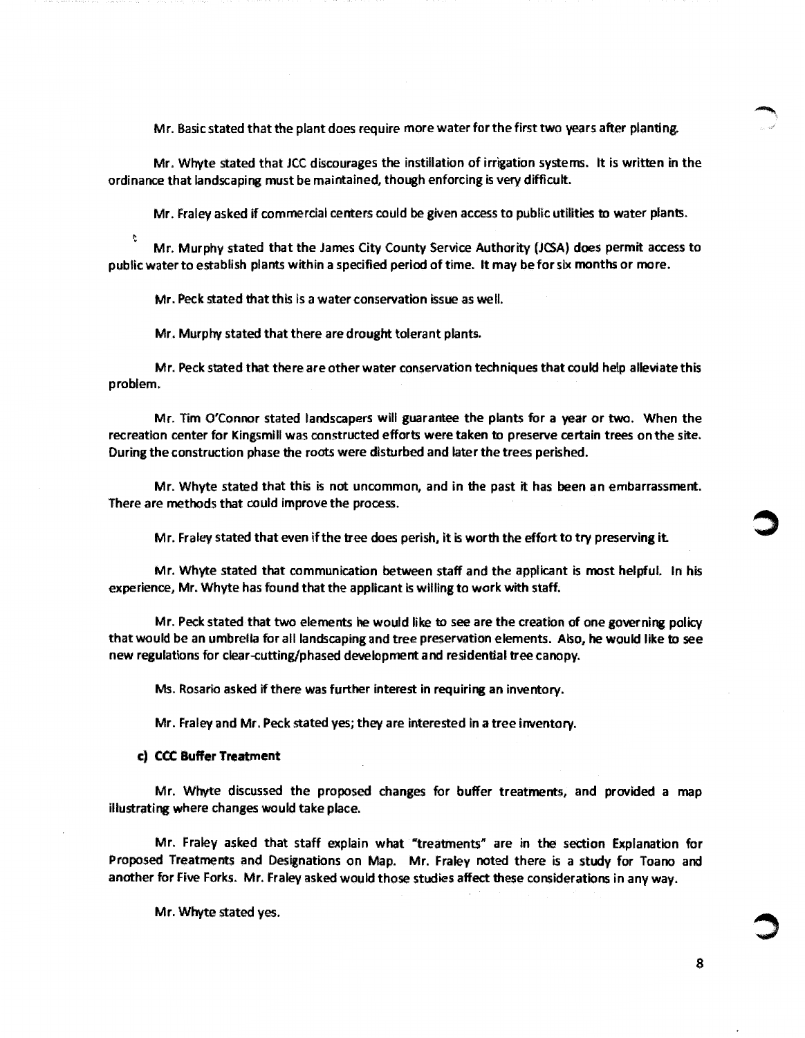Mr. Basic stated that the plant does require more water for the first two years after planting.

Mr. Whyte stated that JCC discourages the instillation of irrigation systems. It is written in the ordinance that landscaping must be maintained, though enforcing is very difficult.

Mr. Fraley asked if commercial centers could be given access to public utilities to water plants.

Mr. Murphy stated that the James City County Service Authority (JCSA) does permit access to public water to establish plants within a specified period of time. It may be for six months or more.

Mr. Peck stated that this is a water conservation issue as well.

Mr. Murphy stated that there are drought tolerant plants.

Mr. Peck stated that there are other water conservation techniques that could help alleviate this problem.

Mr. Tim O'Connor stated landscapers will guarantee the plants for a year or two. When the recreation center for Kingsmill was constructed efforts were taken to preserve certain trees on the site. During the construction phase the roots were disturbed and later the trees perished.

Mr. Whyte stated that this is not uncommon, and in the past it has been an embarrassment. There are methods that could improve the process.

Mr. Fraley stated that even if the tree does perish, it is worth the effort to try preserving it.

Mr. Whyte stated that communication between staff and the applicant is most helpful. In his experience, Mr. Whyte has found that the applicant is willing to work with staff.

Mr. Peck stated that two elements he would like to see are the creation of one governing policy that would be an umbrella for all landscaping and tree preservation elements. Also, he would like to see new regulations for clear-cutting/phased development and residential tree canopy.

Ms. Rosario asked if there was further interest in requiring an inventory.

Mr. Fraley and Mr. Peck stated yes; they are interested in a tree inventory.

**c) CCC Buffer Treatment**

Mr. Whyte discussed the proposed changes for buffer treatments, and provided a map illustrating where changes would take place.

Mr. Fraley asked that staff explain what "treatments" are in the section Explanation for Proposed Treatments and Designations on Map. Mr. Fraley noted there is a study for Toano and another for Five Forks. Mr. Fraley asked would those studies affect these considerations in any way.

Mr. Whyte stated yes.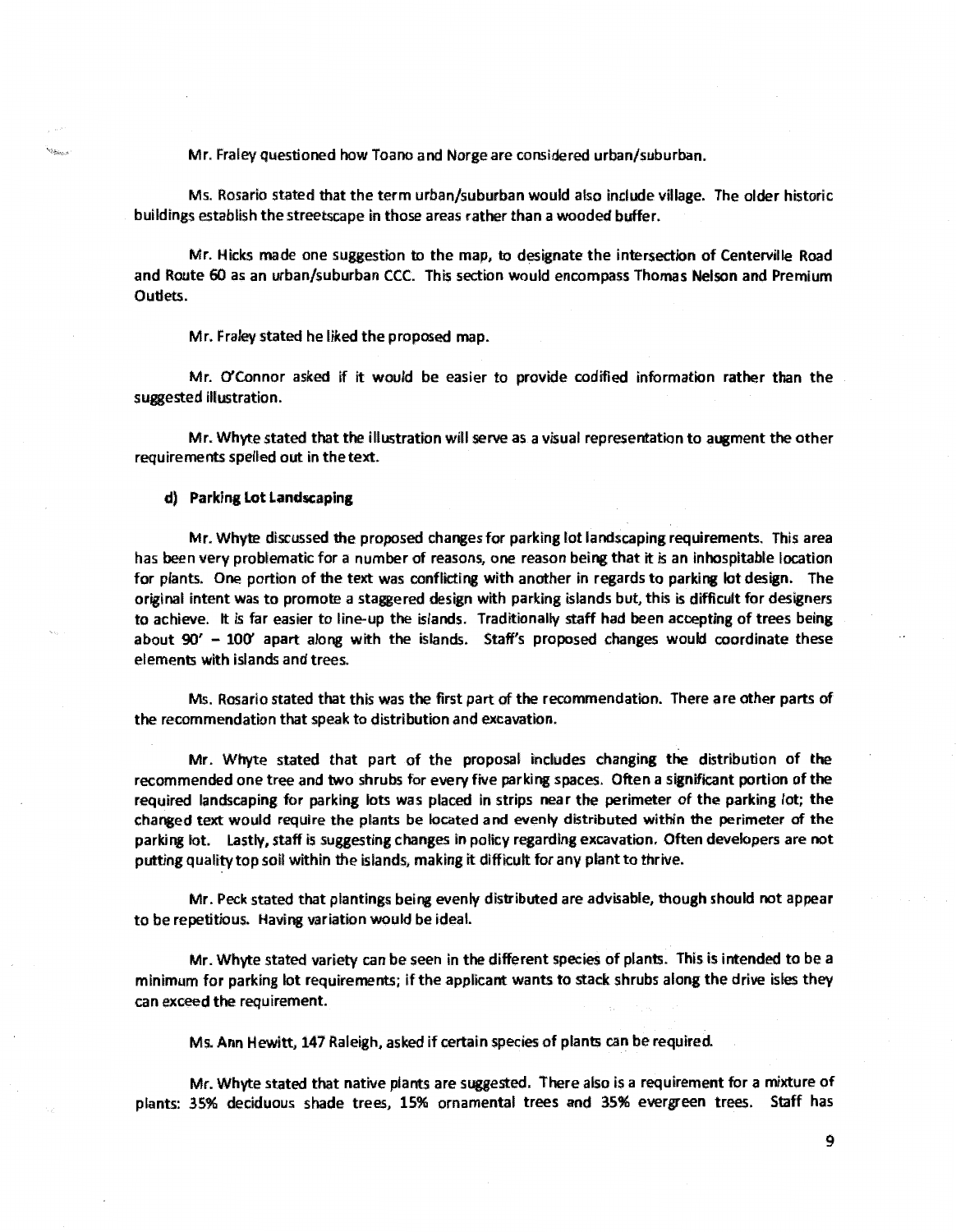Mr. Fraley questioned how Toano and Norge are considered urban/suburban.

Ms. Rosario stated that the term urban/suburban would also include village. The older historic buildings establish the streetscape in those areas rather than a wooded buffer.

Mr. Hicks made one suggestion to the map, to designate the intersection of Centerville Road and Route 60 as an urban/suburban CCC. This section would encompass Thomas Nelson and Premium Outlets.

Mr. Fraley stated he liked the proposed map.

Mr. O'Connor asked if it would be easier to provide codified information rather than the suggested illustration.

Mr. Whyte stated that the illustration will serve as a visual representation to augment the other requirements spelled out in the text.

**d) Parking Lot Landscaping**

Mr. Whyte discussed the proposed changes for parking lot landscaping requirements. This area has been very problematic for a number of reasons, one reason being that it is an inhospitable location for plants. One portion of the text was conflicting with another in regards to parking lot design. The original intent was to promote a staggered design with parking islands but, this is difficult for designers to achieve. It is far easier to line-up the islands. Traditionally staff had been accepting of trees being about 90' – 100' apart along with the islands. Staff's proposed changes would coordinate these elements with islands and trees.

Ms. Rosario stated that this was the first part of the recommendation. There are other parts of the recommendation that speak to distribution and excavation.

Mr. Whyte stated that part of the proposal includes changing the distribution of the recommended one tree and two shrubs for every five parking spaces. Often a significant portion of the required landscaping for parking lots was placed in strips near the perimeter of the parking lot; the changed text would require the plants be located and evenly distributed within the perimeter of the parking lot. Lastly, staff is suggesting changes in policy regarding excavation. Often developers are not putting quality top soil within the islands, making it difficult for any plant to thrive.

Mr. Peck stated that plantings being evenly distributed are advisable, though should not appear to be repetitious. Having variation would be ideal.

Mr. Whyte stated variety can be seen in the different species of plants. This is intended to be a minimum for parking lot requirements; if the applicant wants to stack shrubs along the drive isles they can exceed the requirement.

Ms. Ann Hewitt, 147 Raleigh, asked if certain species of plants can be required.

Mr. Whyte stated that native plants are suggested. There also is a requirement for a mixture of plants: 35% deciduous shade trees, 15% ornamental trees and 35% evergreen trees. Staff has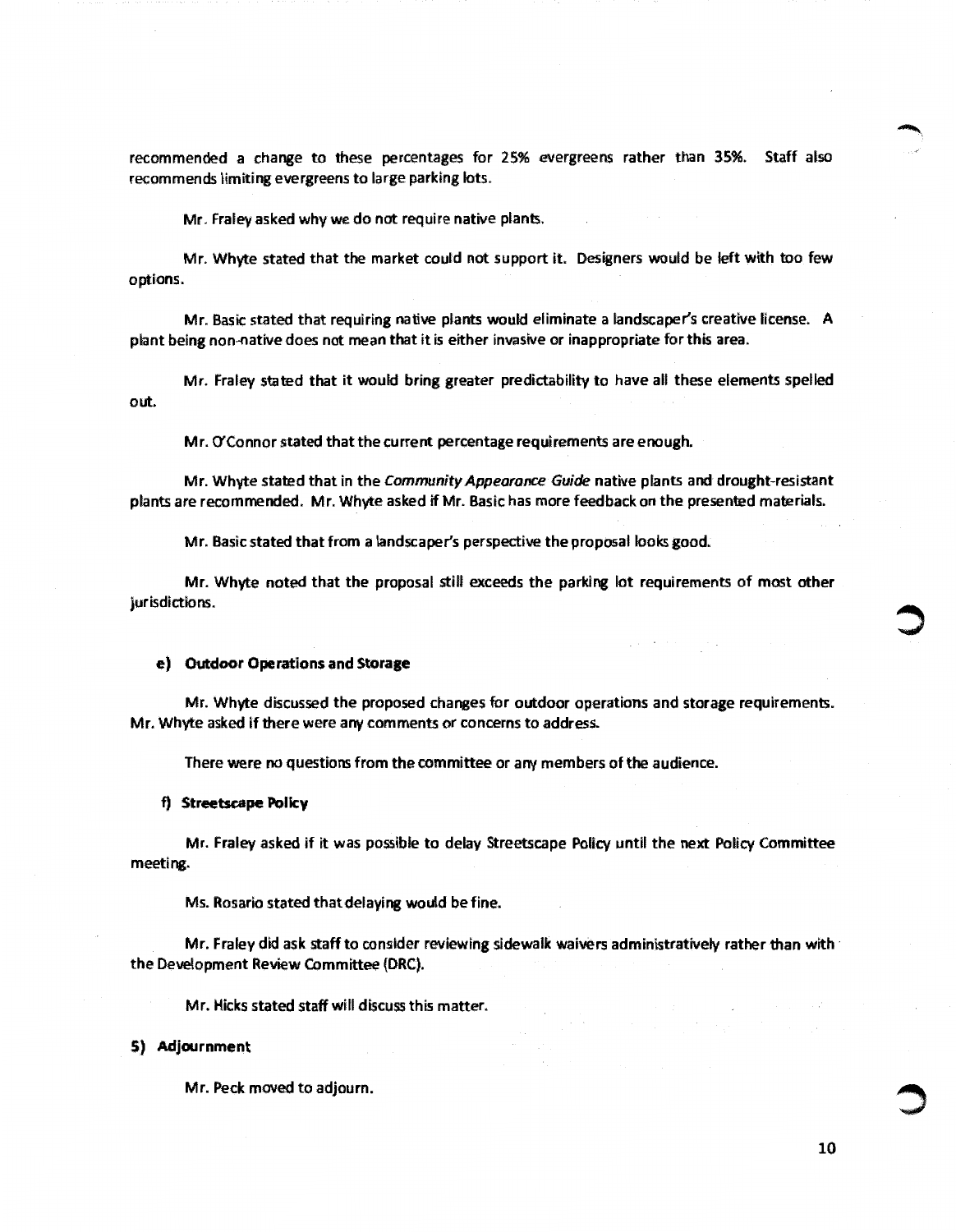recommended a change to these percentages for 25% evergreens rather than 35%. Staff also recommends limiting evergreens to large parking lots.

Mr. Fraley asked why we do not require native plants.

Mr. Whyte stated that the market could not support it. Designers would be left with too few options.

Mr. Basic stated that requiring native plants would eliminate a landscaper's creative license. A plant being non-native does not mean that it is either invasive or inappropriate for this area.

Mr. Fraley stated that it would bring greater predictability to have all these elements spelled out.

Mr. O'Connor stated that the current percentage requirements are enough.

Mr. Whyte stated that in the *Community Appearance Guide* native plants and drought-resistant plants are recommended. Mr. Whyte asked if Mr. Basic has more feedback on the presented materials.

Mr. Basic stated that from a landscaper's perspective the proposal looks good.

Mr. Whyte noted that the proposal still exceeds the parking lot requirements of most other jurisdictions.

**e) Outdoor Operations and Storage**

Mr. Whyte discussed the proposed changes for outdoor operations and storage requirements. Mr. Whyte asked if there were any comments or concerns to address.

There were no questions from the committee or any members of the audience.

**f) Streetscape Policy**

Mr. Fraley asked if it was possible to delay Streetscape Policy until the next Policy Committee meeting.

Ms. Rosario stated that delaying would be fine.

Mr. Fraley did ask staff to consider reviewing sidewalk waivers administratively rather than with the Development Review Committee (DRC).

Mr. Hicks stated staff will discuss this matter.

**5) Adjournment**

Mr. Peck moved to adjourn.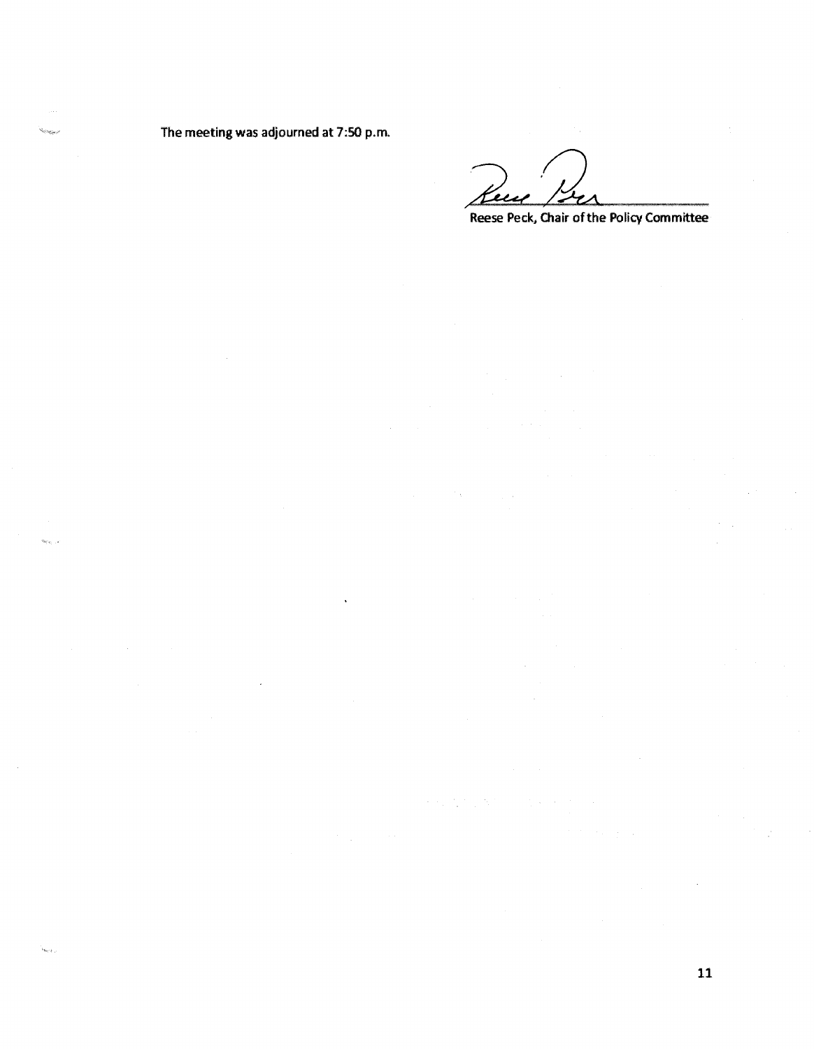The meeting was adjourned at 7:50 p.m.

Reese Peck, Chair of the Policy Committee